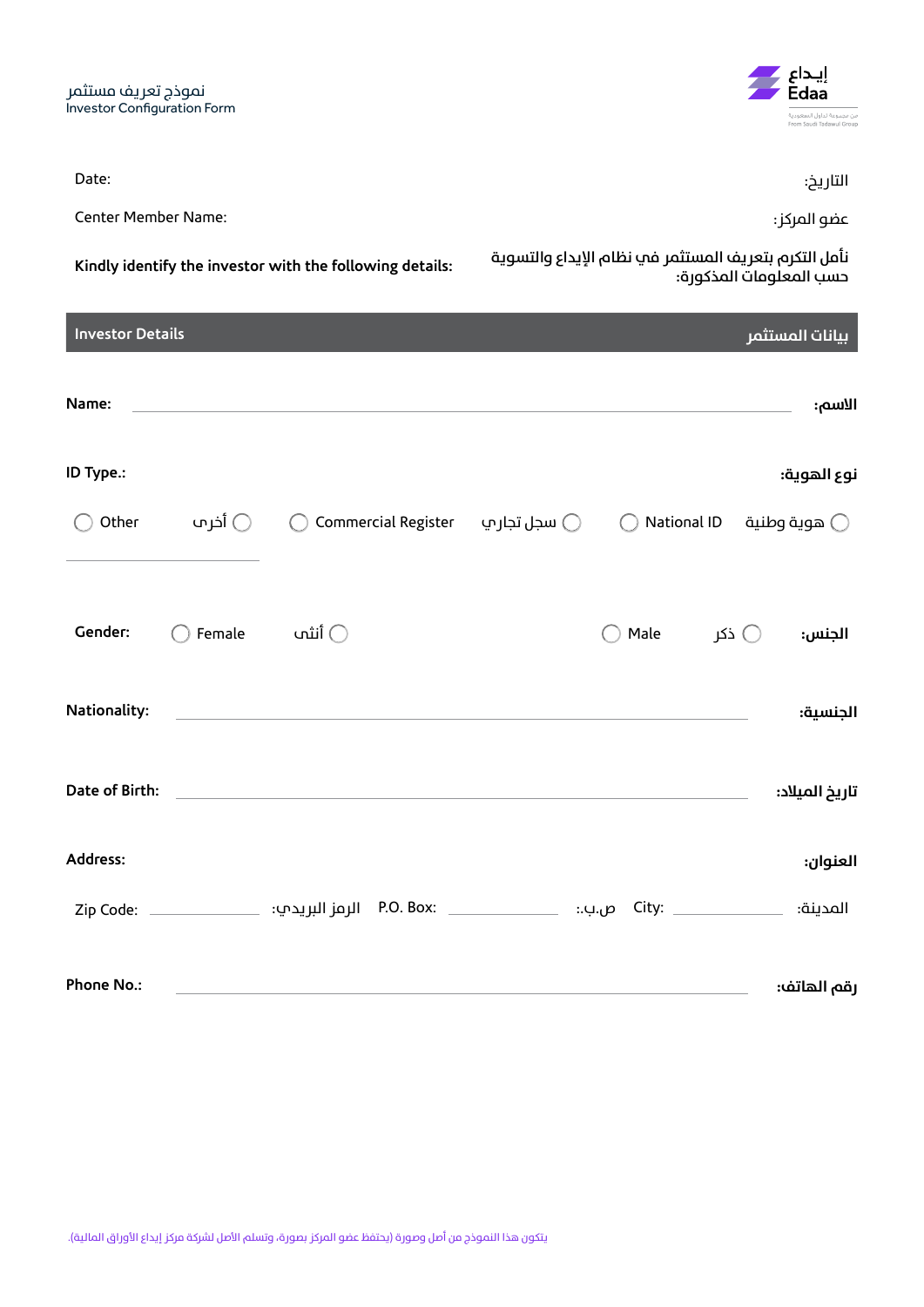نموذج تعريف مستثمر
Investor Configuration Form

إيداع
Edaa
من مجموعة تداول السعودية
From Saudi Tadawul Group

Date: التاريخ:

Center Member Name: عضو المركز:

**Kindly identify the investor with the following details:** أأمل التكرم بتعريف المستثمر في نظام الإيداع والتسوية حسب المعلومات المذكورة:

## Investor Details بيانات المستثمر

**Name:** ______________________________ **الاسم:**

**ID Type.:** **نوع الهوية:**

○ Other أخرى ○ ○ Commercial Register سجل تجاري ○ ○ National ID هوية وطنية ○

______________________

**Gender:** ○ Female أنثى ○ ○ Male ذكر ○ **الجنس:**

**Nationality:** ______________________________ **الجنسية:**

**Date of Birth:** ______________________________ **تاريخ الميلاد:**

**Address:** **العنوان:**

Zip Code: __________ الرمز البريدي: P.O. Box: __________ ص.ب.: City: __________ المدينة:

**Phone No.:** ______________________________ **رقم الهاتف:**

يتكون هذا النموذج من أصل وصورة (يحتفظ عضو المركز بصورة، وتسلم الأصل لشركة مركز إيداع الأوراق المالية).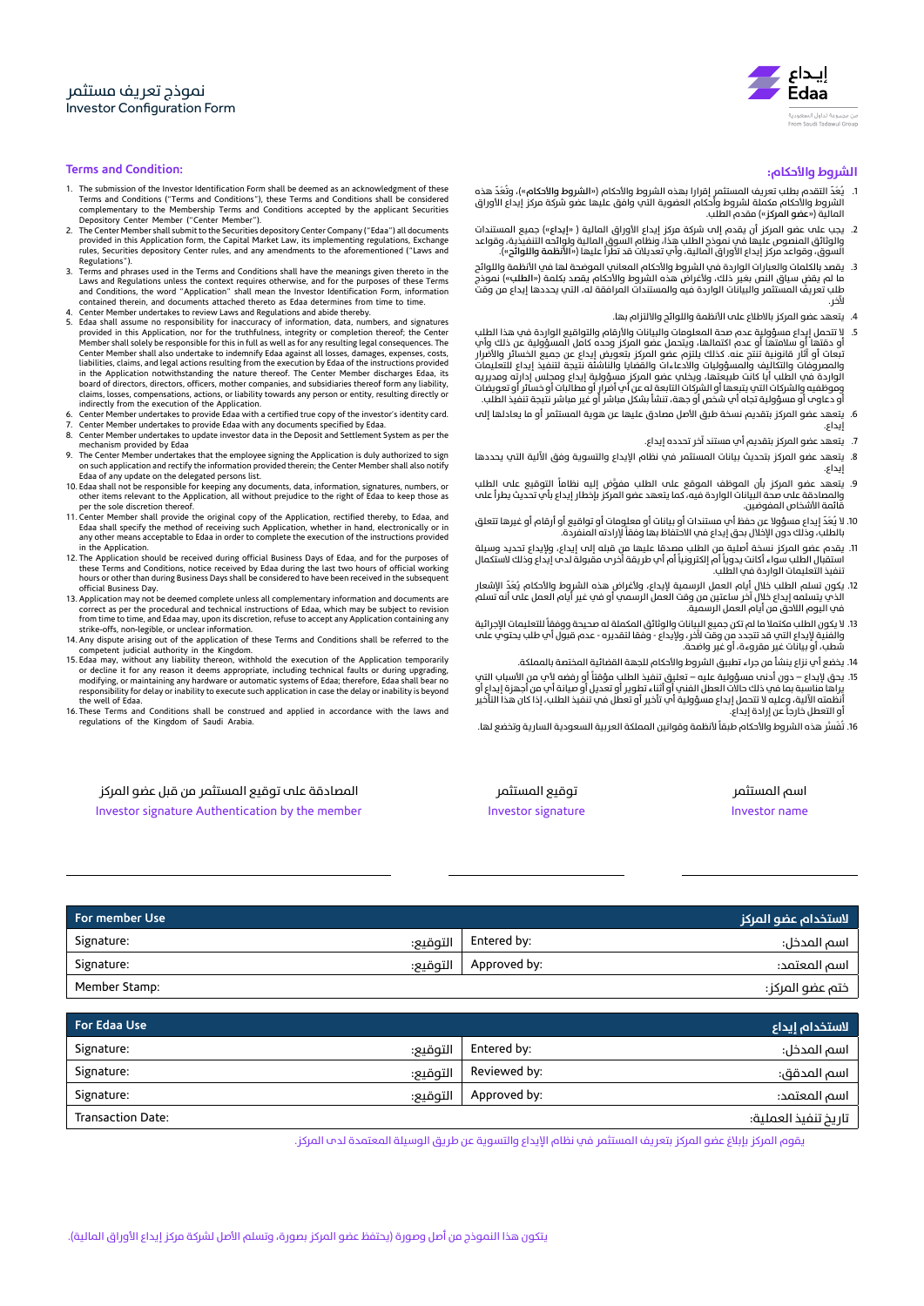# نموذج تعريف مستثمر
# Investor Configuration Form

## Terms and Condition:

1. The submission of the Investor Identification Form shall be deemed as an acknowledgment of these Terms and Conditions ("Terms and Conditions"), these Terms and Conditions shall be considered complementary to the Membership Terms and Conditions accepted by the applicant Securities Depository Center Member ("Center Member").
2. The Center Member shall submit to the Securities depository Center Company ("Edaa") all documents provided in this Application form, the Capital Market Law, its implementing regulations, Exchange rules, Securities depository Center rules, and any amendments to the aforementioned ("Laws and Regulations").
3. Terms and phrases used in the Terms and Conditions shall have the meanings given thereto in the Laws and Regulations unless the context requires otherwise, and for the purposes of these Terms and Conditions, the word "Application" shall mean the Investor Identification Form, information contained therein, and documents attached thereto as Edaa determines from time to time.
4. Center Member undertakes to review Laws and Regulations and abide thereby.
5. Edaa shall assume no responsibility for inaccuracy of information, data, numbers, and signatures provided in this Application, nor for the truthfulness, integrity or completion thereof; the Center Member shall solely be responsible for this in full as well as for any resulting legal consequences. The Center Member shall also undertake to indemnify Edaa against all losses, damages, expenses, costs, liabilities, claims, and legal actions resulting from the execution by Edaa of the instructions provided in the Application notwithstanding the nature thereof. The Center Member discharges Edaa, its board of directors, directors, officers, mother companies, and subsidiaries thereof form any liability, claims, losses, compensations, actions, or liability towards any person or entity, resulting directly or indirectly from the execution of the Application.
6. Center Member undertakes to provide Edaa with a certified true copy of the investor's identity card.
7. Center Member undertakes to provide Edaa with any documents specified by Edaa.
8. Center Member undertakes to update investor data in the Deposit and Settlement System as per the mechanism provided by Edaa
9. The Center Member undertakes that the employee signing the Application is duly authorized to sign on such application and rectify the information provided therein; the Center Member shall also notify Edaa of any update on the delegated persons list.
10. Edaa shall not be responsible for keeping any documents, data, information, signatures, numbers, or other items relevant to the Application, all without prejudice to the right of Edaa to keep those as per the sole discretion thereof.
11. Center Member shall provide the original copy of the Application, rectified thereby, to Edaa, and Edaa shall specify the method of receiving such Application, whether in hand, electronically or in any other means acceptable to Edaa in order to complete the execution of the instructions provided in the Application.
12. The Application should be received during official Business Days of Edaa, and for the purposes of these Terms and Conditions, notice received by Edaa during the last two hours of official working hours or other than during Business Days shall be considered to have been received in the subsequent official Business Day.
13. Application may not be deemed complete unless all complementary information and documents are correct as per the procedural and technical instructions of Edaa, which may be subject to revision from time to time, and Edaa may, upon its discretion, refuse to accept any Application containing any strike-offs, non-legible, or unclear information.
14. Any dispute arising out of the application of these Terms and Conditions shall be referred to the competent judicial authority in the Kingdom.
15. Edaa may, without any liability thereon, withhold the execution of the Application temporarily or decline it for any reason it deems appropriate, including technical faults or during upgrading, modifying, or maintaining any hardware or automatic systems of Edaa; therefore, Edaa shall bear no responsibility for delay or inability to execute such application in case the delay or inability is beyond the well of Edaa.
16. These Terms and Conditions shall be construed and applied in accordance with the laws and regulations of the Kingdom of Saudi Arabia.

## الشروط والأحكام:

1. يُعَدّ التقدم بطلب تعريف المستثمر إقرارا بهذه الشروط والأحكام («**الشروط والأحكام**»)، وتُعَدّ هذه الشروط والأحكام مكملة لشروط وأحكام العضوية التي وافق عليها عضو شركة مركز إيداع الأوراق المالية («**عضو المركز**») مقدم الطلب.
2. يجب على عضو المركز أن يقدم إلى شركة مركز إيداع الأوراق المالية ( «إيداع») جميع المستندات والوثائق المنصوص عليها في نموذج الطلب هذا، ونظام السوق المالية ولوائحه التنفيذية، وقواعد السوق، وقواعد مركز إيداع الأوراق المالية، وأي تعديلات قد تطرأ عليها («**الأنظمة واللوائح**»).
3. يقصد بالكلمات والعبارات الواردة في الشروط والأحكام المعاني الموضحة لها في الأنظمة واللوائح ما لم يقض سياق النص بغير ذلك، ولأغراض هذه الشروط والأحكام يقصد بكلمة («الطلب») نموذج طلب تعريف المستثمر والبيانات الواردة فيه والمستندات المرافقة له، التي يحددها إيداع من وقت لآخر.
4. يتعهد عضو المركز بالاطلاع على الأنظمة واللوائح والالتزام بها.
5. لا تتحمل إيداع مسؤولية عدم صحة المعلومات والبيانات والأرقام والتواقيع الواردة في هذا الطلب أو دقتها أو سلامتها أو عدم اكتمالها، ويتحمل عضو المركز وحده كامل المسؤولية عن ذلك وأي تبعات أو آثار قانونية تنتج عنه، كذلك يلتزم عضو المركز بتعويض إيداع عن جميع الخسائر والأضرار والمصروفات والتكاليف والمسؤوليات والادعاءات والقضايا والناشئة نتيجة لتنفيذ إيداع للتعليمات الواردة في الطلب أيا كانت طبيعتها، ويخلي عضو المركز مسؤولية إيداع ومجلس إدارته ومديريه وموظفيه والشركات التي يتبعها أو الشركات التابعة لها عن أي أضرار أو مطالبات أو خسائر أو تعويضات أو دعاوى أو مسؤولية تجاه أي شخص أو جهة، تنشأ بشكل مباشر أو غير مباشر نتيجة تنفيذ الطلب.
6. يتعهد عضو المركز بتقديم نسخة طبق الأصل مصادق عليها عن هوية المستثمر أو ما يعادلها إلى إيداع.
7. يتعهد عضو المركز بتقديم أي مستند آخر تحدده إيداع.
8. يتعهد عضو المركز بتحديث بيانات المستثمر في نظام الإيداع والتسوية وفق الآلية التي يحددها إيداع.
9. يتعهد عضو المركز بأن الموظف الموقع على الطلب مفوّض إليه نظاماً التوقيع على الطلب والمصادقة على صحة البيانات الواردة فيه، كما يتعهد عضو المركز بإخطار إيداع بأي تحديث يطرأ على قائمة الأشخاص المفوضين.
10. لا يُعَدّ إيداع مسؤولا عن حفظ أي مستندات أو بيانات أو معلومات أو تواقيع أو أرقام أو غيرها تتعلق بالطلب، وذلك دون الإخلال بحق إيداع في الاحتفاظ بها وفقاً لإرادته المنفردة.
11. يقدم عضو المركز نسخة أصلية من الطلب مصدقا عليها من قبله إلى إيداع، ولإيداع تحديد وسيلة استقبال الطلب سواء أكانت يدوياً أم إلكترونياً أم أي طريقة أخرى مقبولة لدى إيداع وذلك لاستكمال تنفيذ التعليمات الواردة في الطلب.
12. يكون تسلم الطلب خلال أيام العمل الرسمية لإيداع، ولأغراض هذه الشروط والأحكام، يُعَدّ الإشعار الذي يتسلمه إيداع خلال آخر ساعتين من وقت العمل الرسمي أو في غير أيام العمل على أنه تسلم في اليوم اللاحق من أيام العمل الرسمية.
13. لا يكون الطلب مكتملا ما لم تكن جميع البيانات والوثائق المكملة له صحيحة ووفقاً للتعليمات الإجرائية والفنية لإيداع التي قد تتجدد من وقت لآخر، ولإيداع - وفقا لتقديره - عدم قبول أي طلب يحتوي على شطب، أو بيانات غير مقروءة، أو غير واضحة.
14. يخضع أي نزاع ينشأ من جراء تطبيق الشروط والأحكام للجهة القضائية المختصة بالمملكة.
15. يحق لإيداع – دون أدنى مسؤولية عليه – تعليق تنفيذ الطلب مؤقتاً أو رفضه لأي من الأسباب التي يراها مناسبة بما في ذلك حالات العطل الفني أو أثناء تطوير أو تعديل أو صيانة أي من أجهزة إيداع أو أنظمته الآلية، وعليه لا تتحمل إيداع مسؤولية أي تأخير أو تعطل في تنفيذ الطلب، إذا كان هذا التأخير أو التعطل خارجاً عن إرادة إيداع.
16. تُفسّر هذه الشروط والأحكام طبقاً لأنظمة وقوانين المملكة العربية السعودية السارية وتخضع لها.

| اسم المستثمر<br>Investor name | توقيع المستثمر<br>Investor signature | المصادقة على توقيع المستثمر من قبل عضو المركز<br>Investor signature Authentication by the member |
|---|---|---|
| | | |

| For member Use | | لاستخدام عضو المركز |
|---|---|---|
| Signature: التوقيع: | Entered by: | اسم المدخل: |
| Signature: التوقيع: | Approved by: | اسم المعتمد: |
| Member Stamp: | | ختم عضو المركز: |

| For Edaa Use | | لاستخدام إيداع |
|---|---|---|
| Signature: التوقيع: | Entered by: | اسم المدخل: |
| Signature: التوقيع: | Reviewed by: | اسم المدقق: |
| Signature: التوقيع: | Approved by: | اسم المعتمد: |
| Transaction Date: | | تاريخ تنفيذ العملية: |

يقوم المركز بإبلاغ عضو المركز بتعريف المستثمر في نظام الإيداع والتسوية عن طريق الوسيلة المعتمدة لدى المركز.

يتكون هذا النموذج من أصل وصورة (يحتفظ عضو المركز بصورة، وتسلم الأصل لشركة مركز إيداع الأوراق المالية).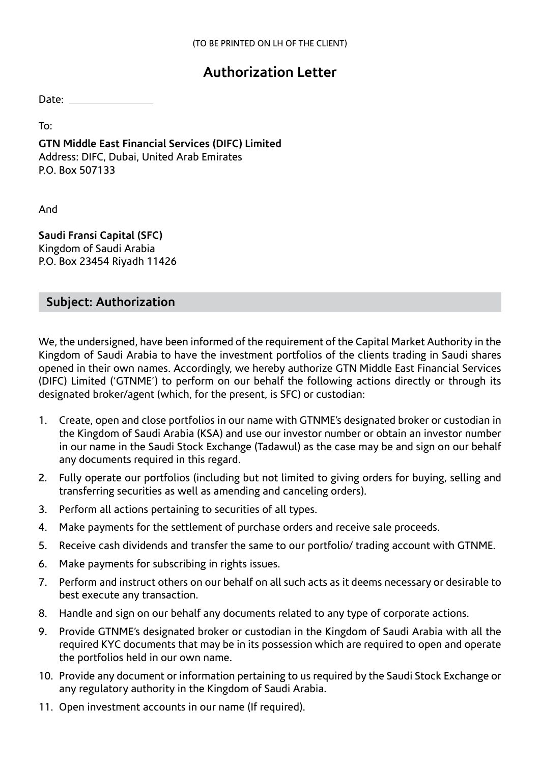(TO BE PRINTED ON LH OF THE CLIENT)

# Authorization Letter

Date: ______________

To:

**GTN Middle East Financial Services (DIFC) Limited**
Address: DIFC, Dubai, United Arab Emirates
P.O. Box 507133

And

**Saudi Fransi Capital (SFC)**
Kingdom of Saudi Arabia
P.O. Box 23454 Riyadh 11426

## Subject: Authorization

We, the undersigned, have been informed of the requirement of the Capital Market Authority in the Kingdom of Saudi Arabia to have the investment portfolios of the clients trading in Saudi shares opened in their own names. Accordingly, we hereby authorize GTN Middle East Financial Services (DIFC) Limited ('GTNME') to perform on our behalf the following actions directly or through its designated broker/agent (which, for the present, is SFC) or custodian:

1. Create, open and close portfolios in our name with GTNME's designated broker or custodian in the Kingdom of Saudi Arabia (KSA) and use our investor number or obtain an investor number in our name in the Saudi Stock Exchange (Tadawul) as the case may be and sign on our behalf any documents required in this regard.
2. Fully operate our portfolios (including but not limited to giving orders for buying, selling and transferring securities as well as amending and canceling orders).
3. Perform all actions pertaining to securities of all types.
4. Make payments for the settlement of purchase orders and receive sale proceeds.
5. Receive cash dividends and transfer the same to our portfolio/ trading account with GTNME.
6. Make payments for subscribing in rights issues.
7. Perform and instruct others on our behalf on all such acts as it deems necessary or desirable to best execute any transaction.
8. Handle and sign on our behalf any documents related to any type of corporate actions.
9. Provide GTNME's designated broker or custodian in the Kingdom of Saudi Arabia with all the required KYC documents that may be in its possession which are required to open and operate the portfolios held in our own name.
10. Provide any document or information pertaining to us required by the Saudi Stock Exchange or any regulatory authority in the Kingdom of Saudi Arabia.
11. Open investment accounts in our name (If required).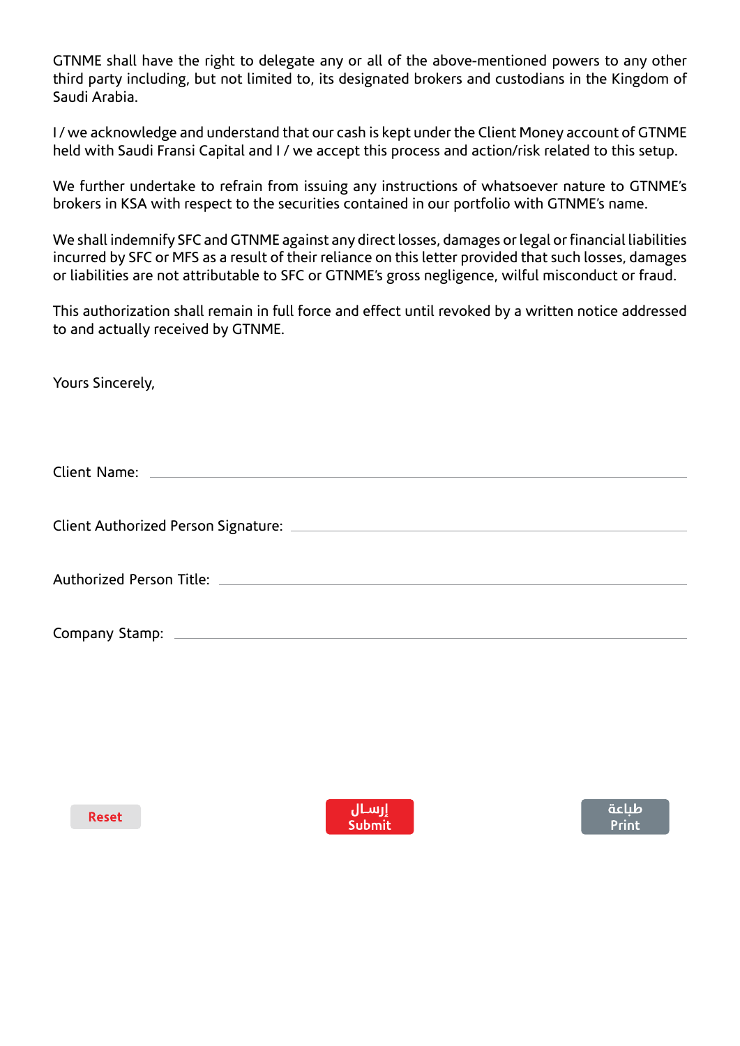GTNME shall have the right to delegate any or all of the above-mentioned powers to any other third party including, but not limited to, its designated brokers and custodians in the Kingdom of Saudi Arabia.

I / we acknowledge and understand that our cash is kept under the Client Money account of GTNME held with Saudi Fransi Capital and I / we accept this process and action/risk related to this setup.

We further undertake to refrain from issuing any instructions of whatsoever nature to GTNME's brokers in KSA with respect to the securities contained in our portfolio with GTNME's name.

We shall indemnify SFC and GTNME against any direct losses, damages or legal or financial liabilities incurred by SFC or MFS as a result of their reliance on this letter provided that such losses, damages or liabilities are not attributable to SFC or GTNME's gross negligence, wilful misconduct or fraud.

This authorization shall remain in full force and effect until revoked by a written notice addressed to and actually received by GTNME.

Yours Sincerely,

Client Name: ______________________________

Client Authorized Person Signature: ______________________________

Authorized Person Title: ______________________________

Company Stamp: ______________________________

Reset

إرسال
Submit

طباعة
Print